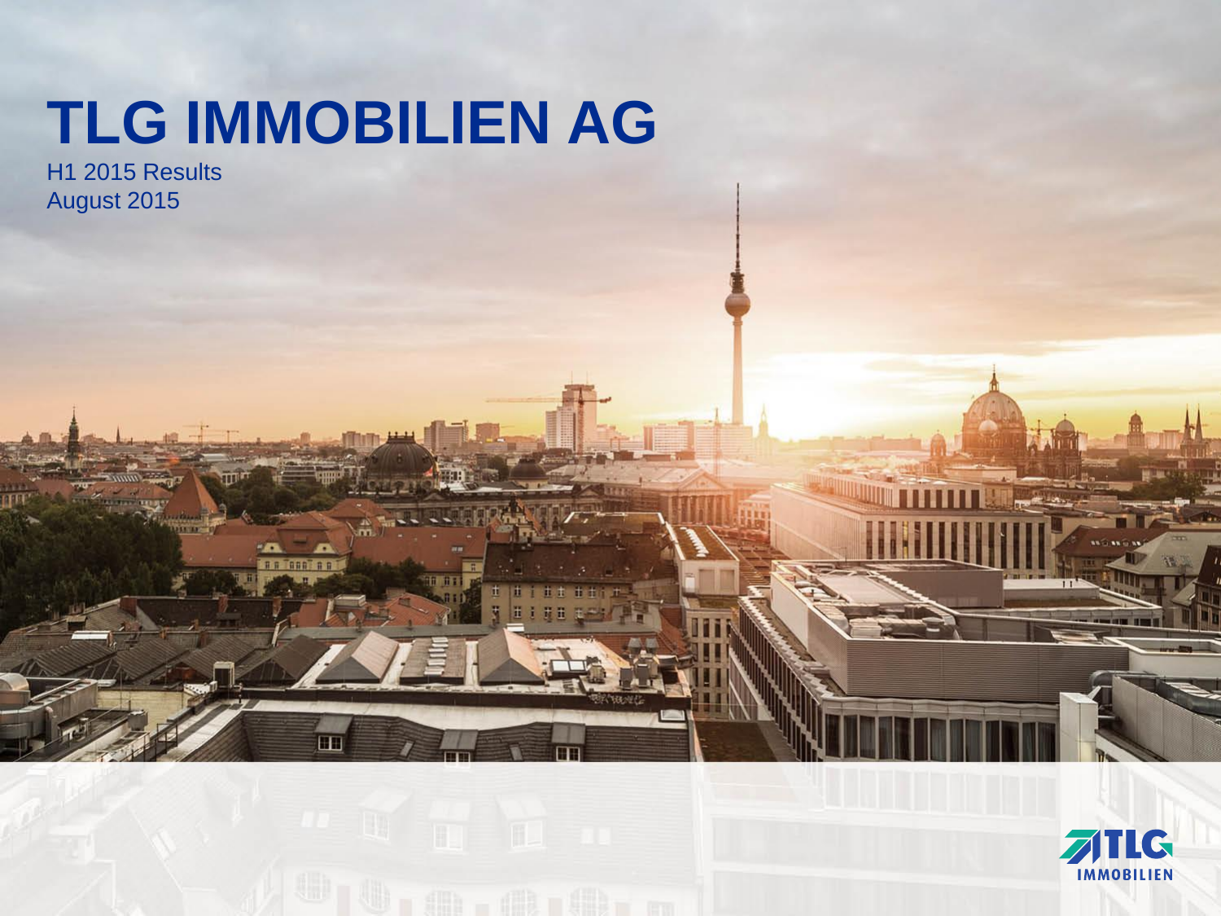# TLG IMMOBILIEN AG

H1 2015 Results
August 2015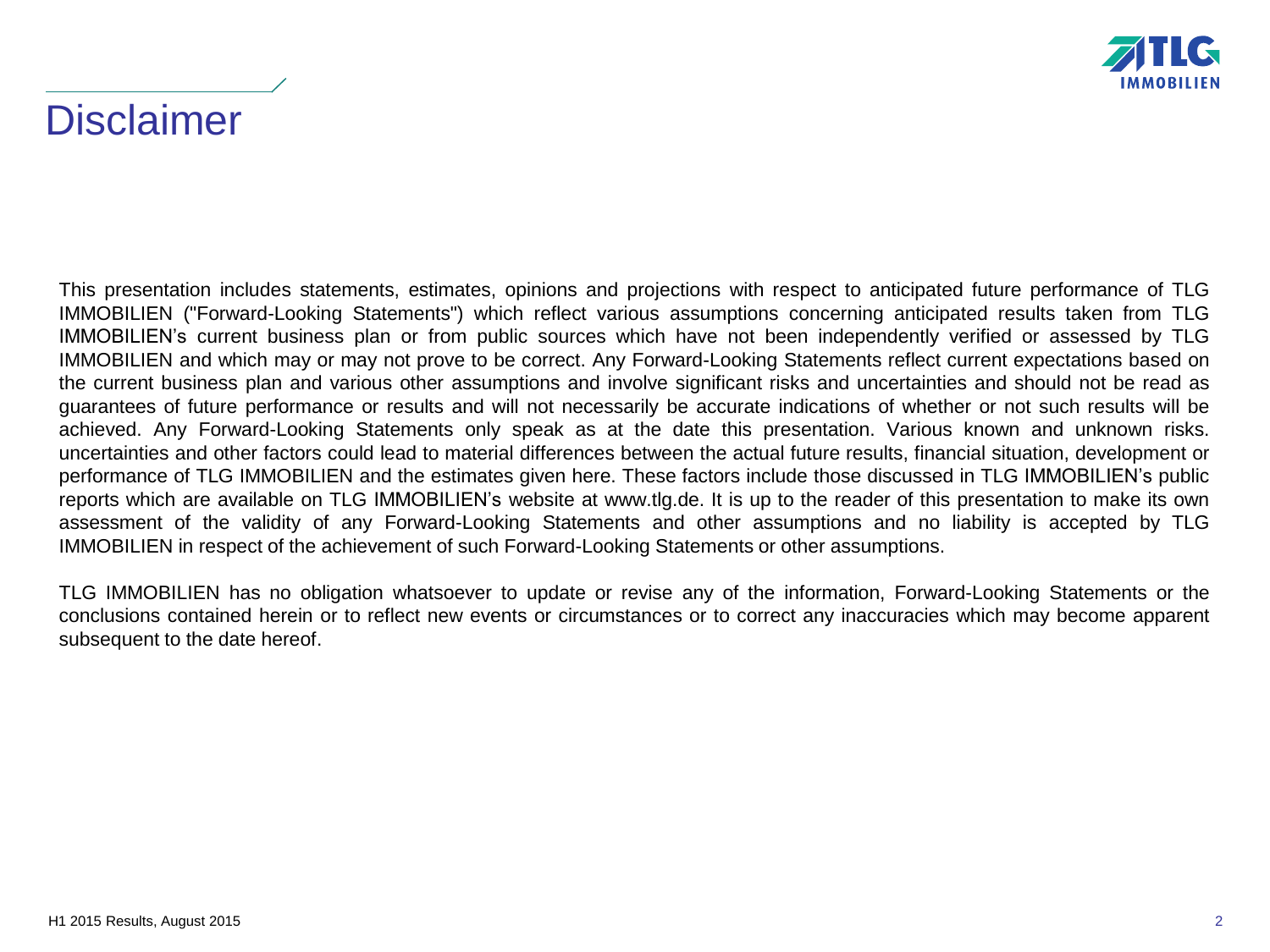# Disclaimer

This presentation includes statements, estimates, opinions and projections with respect to anticipated future performance of TLG IMMOBILIEN ("Forward-Looking Statements") which reflect various assumptions concerning anticipated results taken from TLG IMMOBILIEN's current business plan or from public sources which have not been independently verified or assessed by TLG IMMOBILIEN and which may or may not prove to be correct. Any Forward-Looking Statements reflect current expectations based on the current business plan and various other assumptions and involve significant risks and uncertainties and should not be read as guarantees of future performance or results and will not necessarily be accurate indications of whether or not such results will be achieved. Any Forward-Looking Statements only speak as at the date this presentation. Various known and unknown risks. uncertainties and other factors could lead to material differences between the actual future results, financial situation, development or performance of TLG IMMOBILIEN and the estimates given here. These factors include those discussed in TLG IMMOBILIEN's public reports which are available on TLG IMMOBILIEN's website at www.tlg.de. It is up to the reader of this presentation to make its own assessment of the validity of any Forward-Looking Statements and other assumptions and no liability is accepted by TLG IMMOBILIEN in respect of the achievement of such Forward-Looking Statements or other assumptions.

TLG IMMOBILIEN has no obligation whatsoever to update or revise any of the information, Forward-Looking Statements or the conclusions contained herein or to reflect new events or circumstances or to correct any inaccuracies which may become apparent subsequent to the date hereof.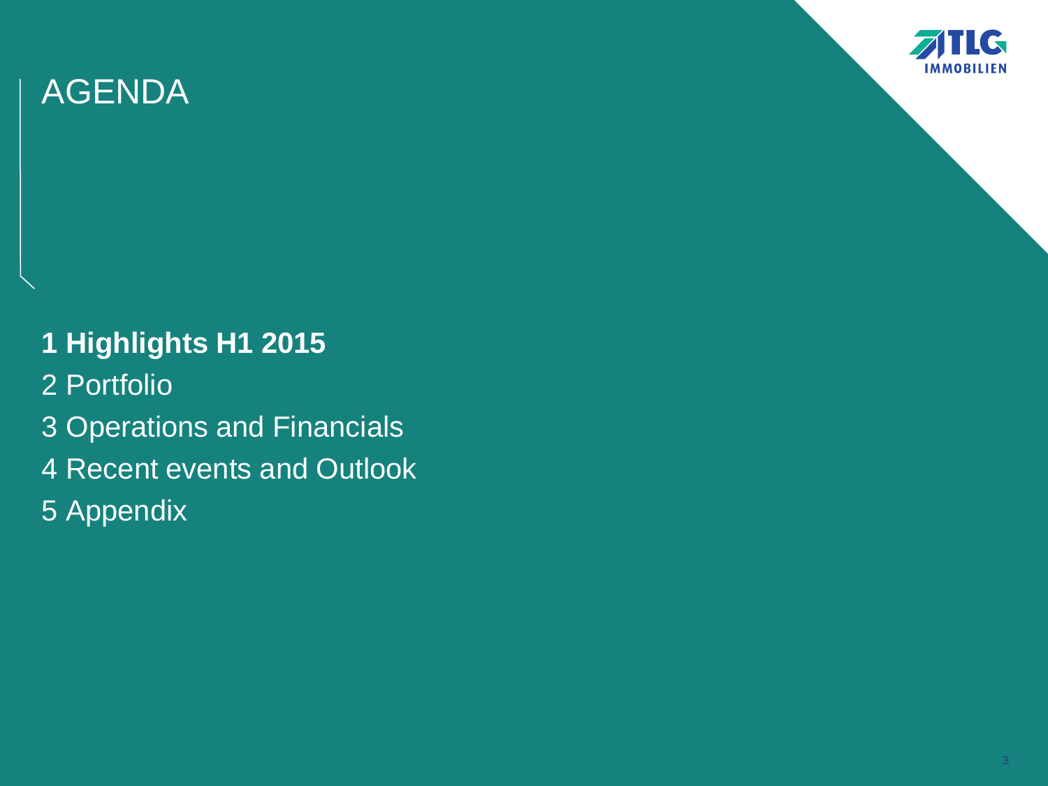# AGENDA

**1 Highlights H1 2015**

2 Portfolio

3 Operations and Financials

4 Recent events and Outlook

5 Appendix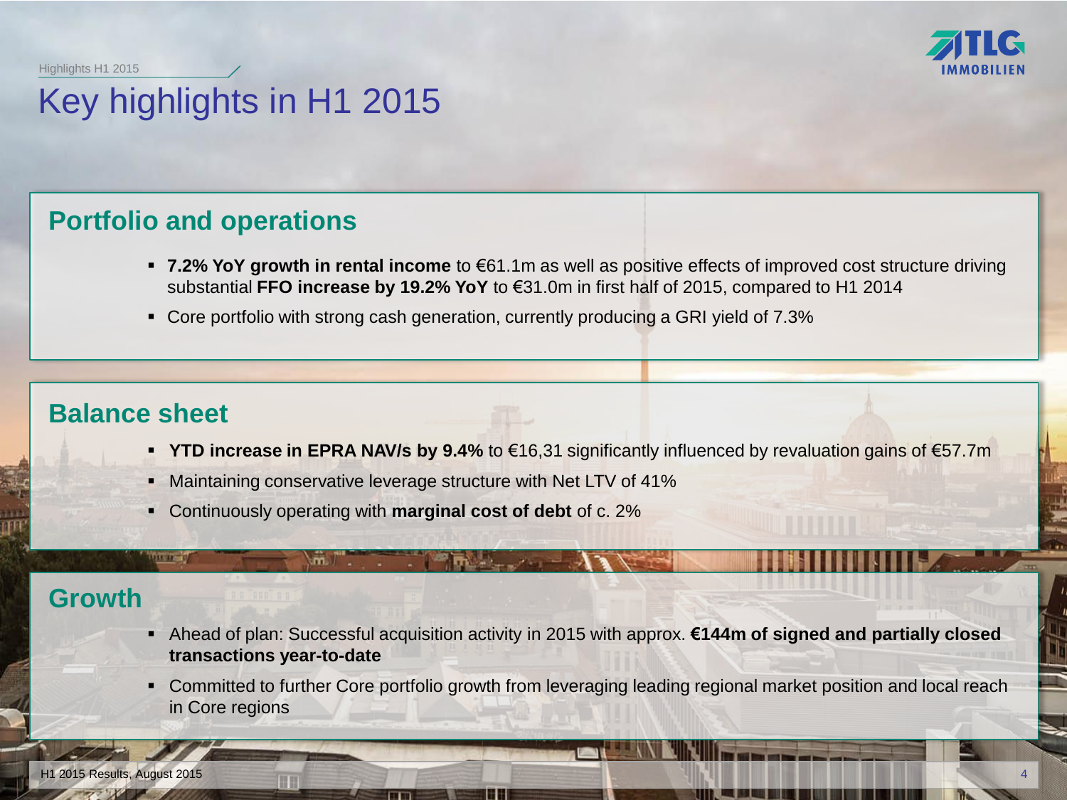# Key highlights in H1 2015

## Portfolio and operations

- **7.2% YoY growth in rental income** to €61.1m as well as positive effects of improved cost structure driving substantial **FFO increase by 19.2% YoY** to €31.0m in first half of 2015, compared to H1 2014
- Core portfolio with strong cash generation, currently producing a GRI yield of 7.3%

## Balance sheet

- **YTD increase in EPRA NAV/s by 9.4%** to €16,31 significantly influenced by revaluation gains of €57.7m
- Maintaining conservative leverage structure with Net LTV of 41%
- Continuously operating with **marginal cost of debt** of c. 2%

## Growth

- Ahead of plan: Successful acquisition activity in 2015 with approx. **€144m of signed and partially closed transactions year-to-date**
- Committed to further Core portfolio growth from leveraging leading regional market position and local reach in Core regions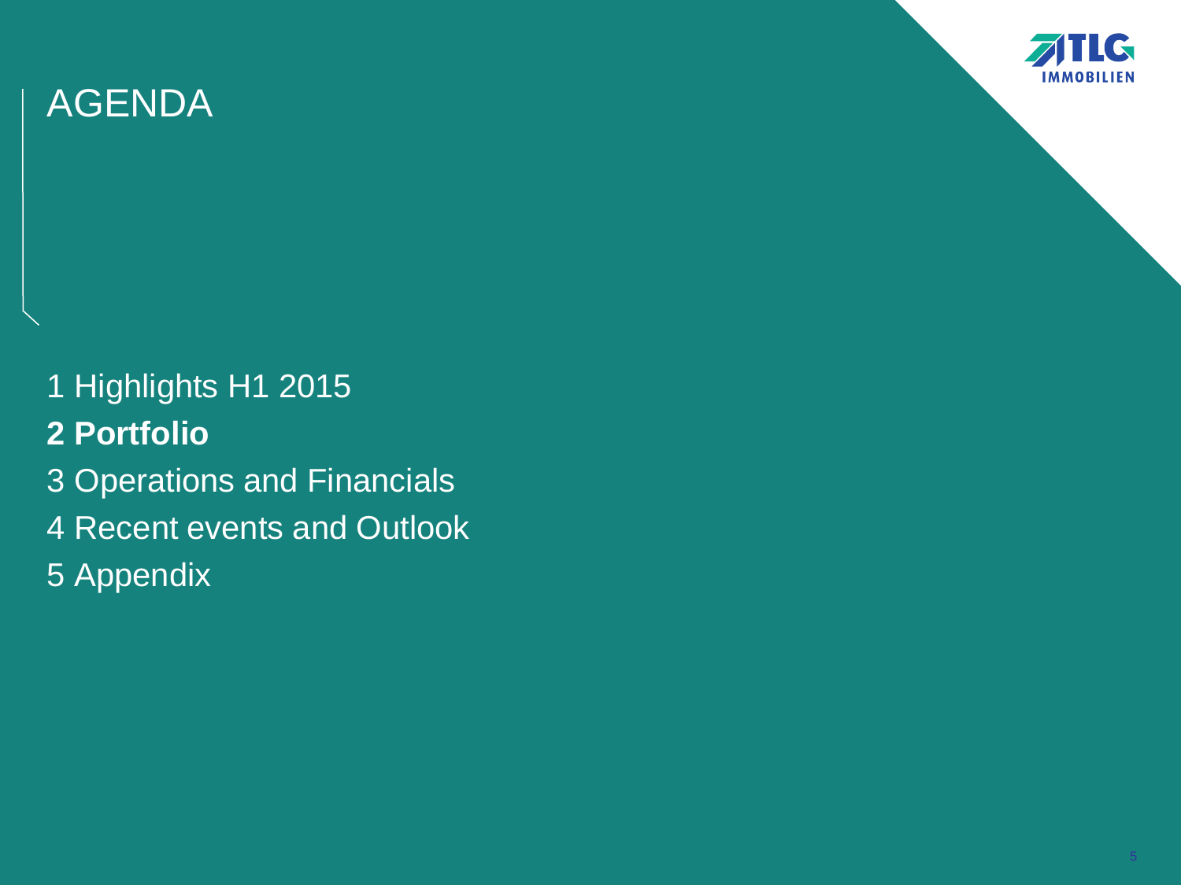# AGENDA

1 Highlights H1 2015

**2 Portfolio**

3 Operations and Financials

4 Recent events and Outlook

5 Appendix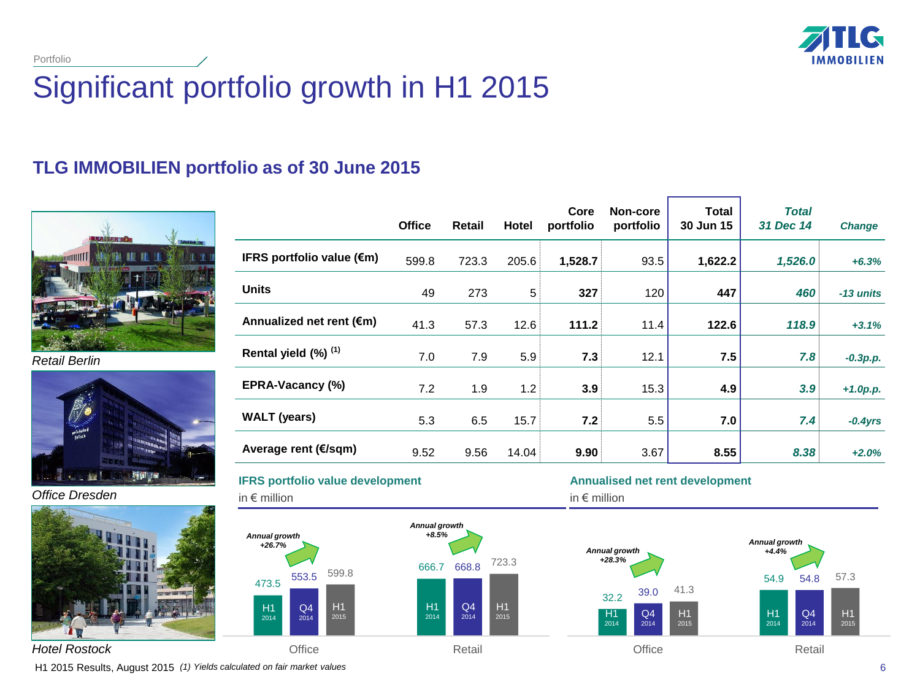Portfolio

# Significant portfolio growth in H1 2015

## TLG IMMOBILIEN portfolio as of 30 June 2015

| | Office | Retail | Hotel | Core portfolio | Non-core portfolio | Total 30 Jun 15 | *Total 31 Dec 14* | *Change* |
|---|---|---|---|---|---|---|---|---|
| **IFRS portfolio value (€m)** | 599.8 | 723.3 | 205.6 | **1,528.7** | 93.5 | **1,622.2** | ***1,526.0*** | ***+6.3%*** |
| **Units** | 49 | 273 | 5 | **327** | 120 | **447** | ***460*** | ***-13 units*** |
| **Annualized net rent (€m)** | 41.3 | 57.3 | 12.6 | **111.2** | 11.4 | **122.6** | ***118.9*** | ***+3.1%*** |
| **Rental yield (%) (1)** | 7.0 | 7.9 | 5.9 | **7.3** | 12.1 | **7.5** | ***7.8*** | ***-0.3p.p.*** |
| **EPRA-Vacancy (%)** | 7.2 | 1.9 | 1.2 | **3.9** | 15.3 | **4.9** | ***3.9*** | ***+1.0p.p.*** |
| **WALT (years)** | 5.3 | 6.5 | 15.7 | **7.2** | 5.5 | **7.0** | ***7.4*** | ***-0.4yrs*** |
| **Average rent (€/sqm)** | 9.52 | 9.56 | 14.04 | **9.90** | 3.67 | **8.55** | ***8.38*** | ***+2.0%*** |

*Retail Berlin*

*Office Dresden*

*Hotel Rostock*

### IFRS portfolio value development

in € million

| | H1 2014 | Q4 2014 | H1 2015 | Annual growth |
|---|---|---|---|---|
| Office | 473.5 | 553.5 | 599.8 | +26.7% |
| Retail | 666.7 | 668.8 | 723.3 | +8.5% |

### Annualised net rent development

in € million

| | H1 2014 | Q4 2014 | H1 2015 | Annual growth |
|---|---|---|---|---|
| Office | 32.2 | 39.0 | 41.3 | +28.3% |
| Retail | 54.9 | 54.8 | 57.3 | +4.4% |

H1 2015 Results, August 2015 *(1) Yields calculated on fair market values*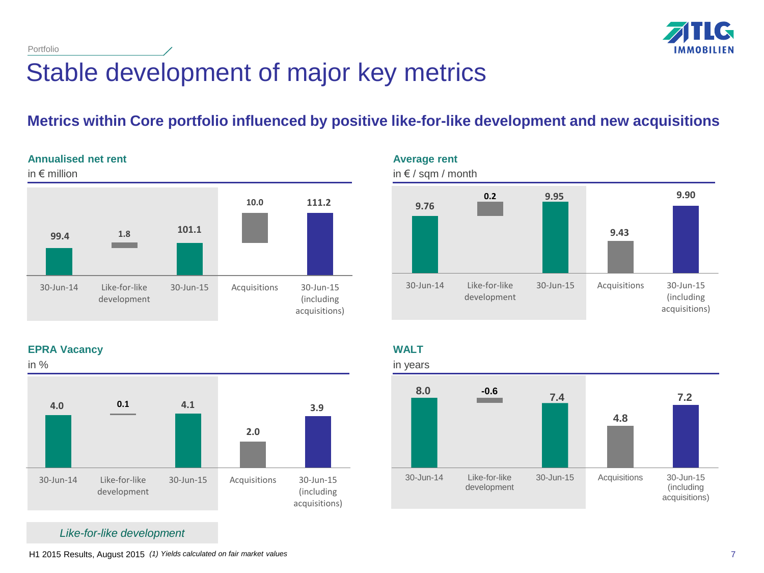Portfolio

# Stable development of major key metrics

## Metrics within Core portfolio influenced by positive like-for-like development and new acquisitions

### Annualised net rent

in € million

| 30-Jun-14 | Like-for-like development | 30-Jun-15 | Acquisitions | 30-Jun-15 (including acquisitions) |
|---|---|---|---|---|
| 99.4 | 1.8 | 101.1 | 10.0 | 111.2 |

### Average rent

in € / sqm / month

| 30-Jun-14 | Like-for-like development | 30-Jun-15 | Acquisitions | 30-Jun-15 (including acquisitions) |
|---|---|---|---|---|
| 9.76 | 0.2 | 9.95 | 9.43 | 9.90 |

### EPRA Vacancy

in %

| 30-Jun-14 | Like-for-like development | 30-Jun-15 | Acquisitions | 30-Jun-15 (including acquisitions) |
|---|---|---|---|---|
| 4.0 | 0.1 | 4.1 | 2.0 | 3.9 |

### WALT

in years

| 30-Jun-14 | Like-for-like development | 30-Jun-15 | Acquisitions | 30-Jun-15 (including acquisitions) |
|---|---|---|---|---|
| 8.0 | -0.6 | 7.4 | 4.8 | 7.2 |

*Like-for-like development*

H1 2015 Results, August 2015 *(1) Yields calculated on fair market values*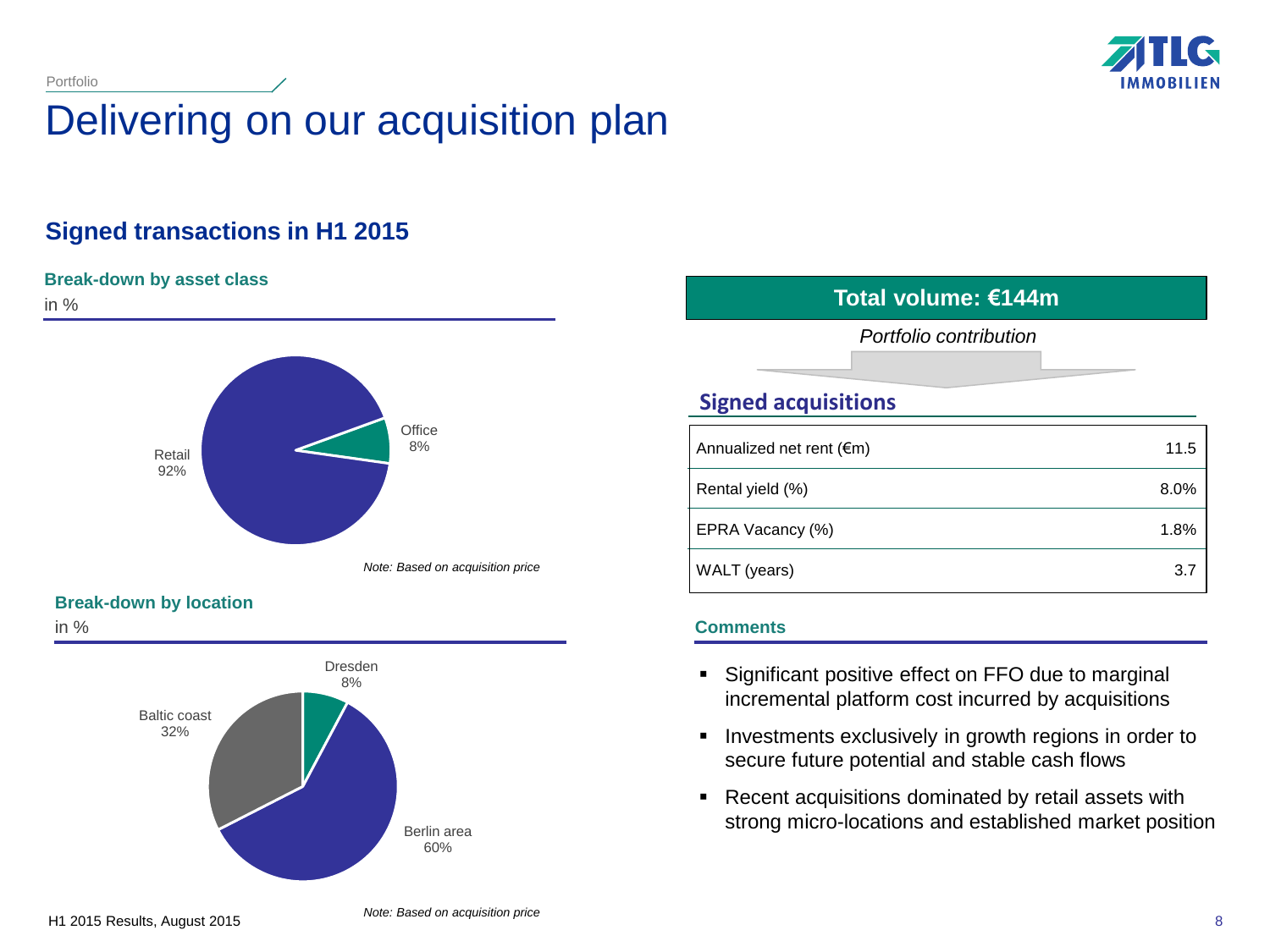Portfolio

# Delivering on our acquisition plan

## Signed transactions in H1 2015

**Break-down by asset class**

in %

Retail 92%

Office 8%

*Note: Based on acquisition price*

**Break-down by location**

in %

Dresden 8%

Baltic coast 32%

Berlin area 60%

*Note: Based on acquisition price*

**Total volume: €144m**

*Portfolio contribution*

### Signed acquisitions

| | |
|---|---|
| Annualized net rent (€m) | 11.5 |
| Rental yield (%) | 8.0% |
| EPRA Vacancy (%) | 1.8% |
| WALT (years) | 3.7 |

**Comments**

- Significant positive effect on FFO due to marginal incremental platform cost incurred by acquisitions
- Investments exclusively in growth regions in order to secure future potential and stable cash flows
- Recent acquisitions dominated by retail assets with strong micro-locations and established market position

H1 2015 Results, August 2015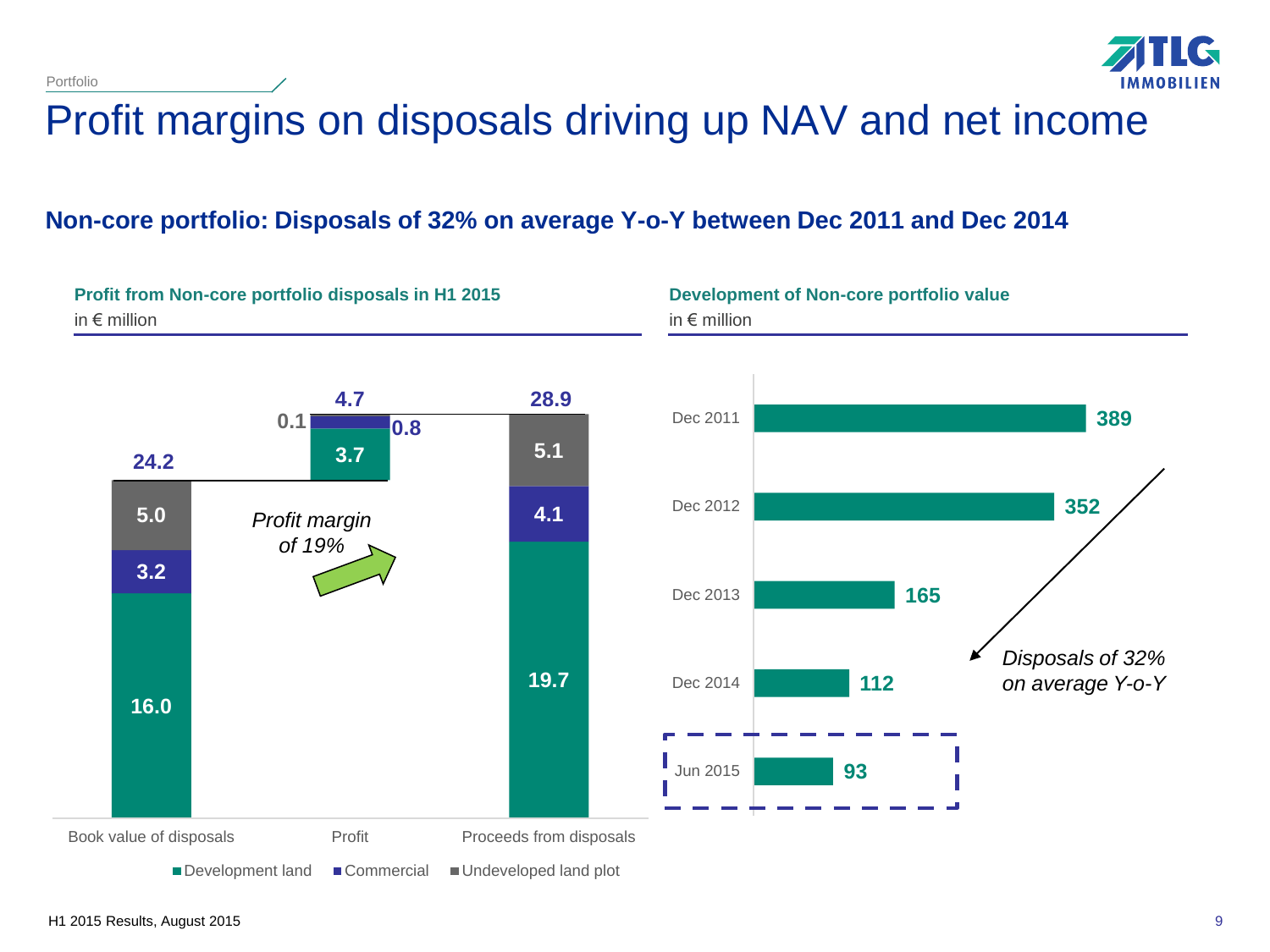Portfolio

# Profit margins on disposals driving up NAV and net income

## Non-core portfolio: Disposals of 32% on average Y-o-Y between Dec 2011 and Dec 2014

**Profit from Non-core portfolio disposals in H1 2015**
in € million

| | Book value of disposals | Profit | Proceeds from disposals |
|---|---|---|---|
| Development land | 16.0 | 3.7 | 19.7 |
| Commercial | 3.2 | 0.8 | 4.1 |
| Undeveloped land plot | 5.0 | 0.1 | 5.1 |
| Total | 24.2 | 4.7 | 28.9 |

*Profit margin of 19%*

**Development of Non-core portfolio value**
in € million

| Date | Value |
|---|---|
| Dec 2011 | 389 |
| Dec 2012 | 352 |
| Dec 2013 | 165 |
| Dec 2014 | 112 |
| Jun 2015 | 93 |

*Disposals of 32% on average Y-o-Y*

H1 2015 Results, August 2015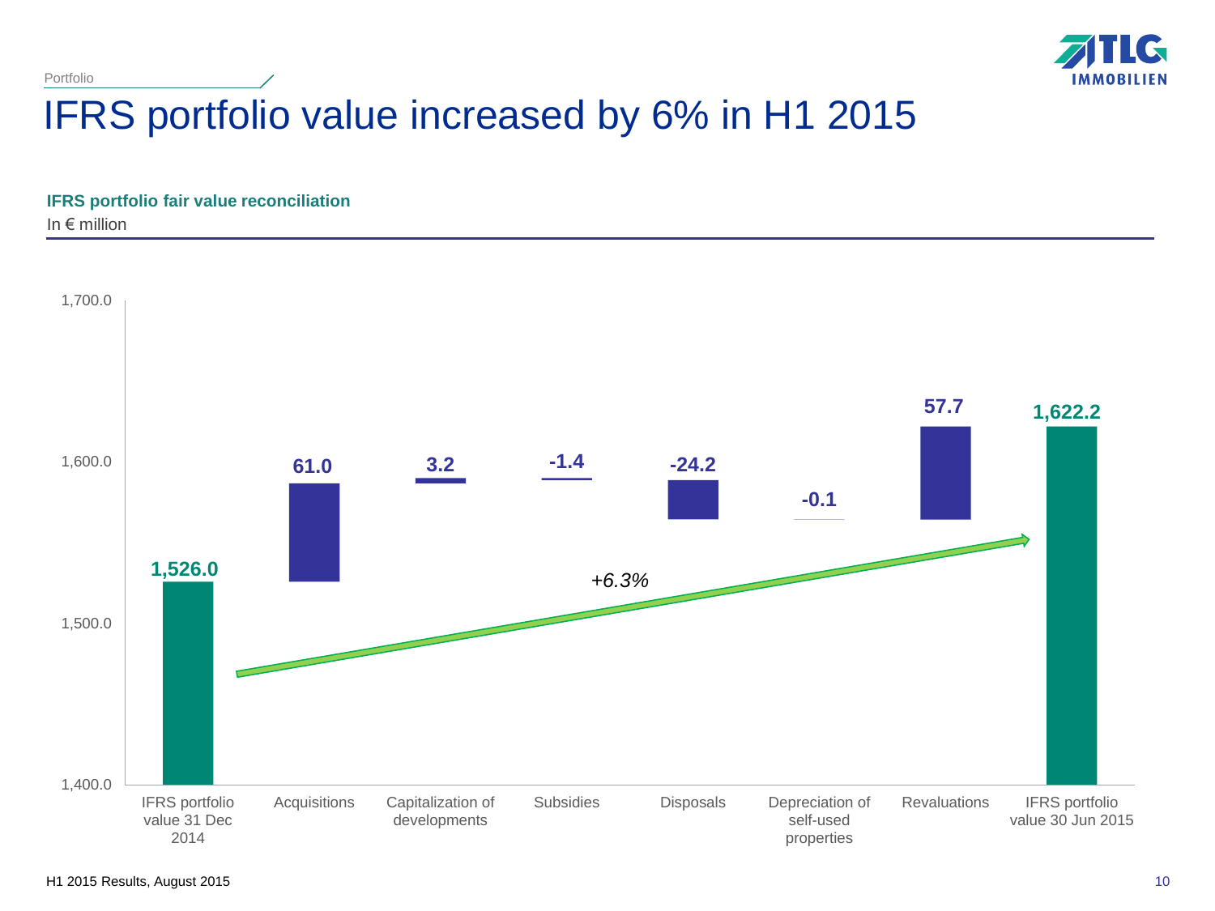Portfolio

# IFRS portfolio value increased by 6% in H1 2015

**IFRS portfolio fair value reconciliation**

In € million

| | In € million |
|---|---|
| IFRS portfolio value 31 Dec 2014 | 1,526.0 |
| Acquisitions | 61.0 |
| Capitalization of developments | 3.2 |
| Subsidies | -1.4 |
| Disposals | -24.2 |
| Depreciation of self-used properties | -0.1 |
| Revaluations | 57.7 |
| IFRS portfolio value 30 Jun 2015 | 1,622.2 |

*+6.3%*

H1 2015 Results, August 2015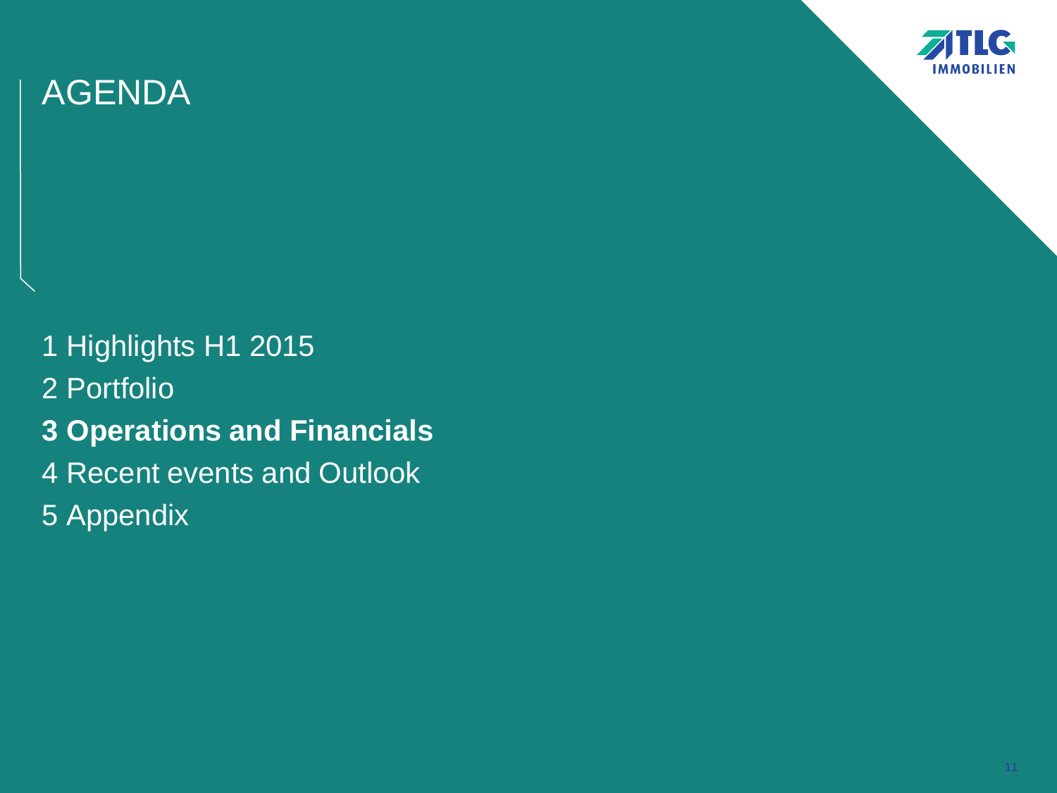# AGENDA

1 Highlights H1 2015

2 Portfolio

**3 Operations and Financials**

4 Recent events and Outlook

5 Appendix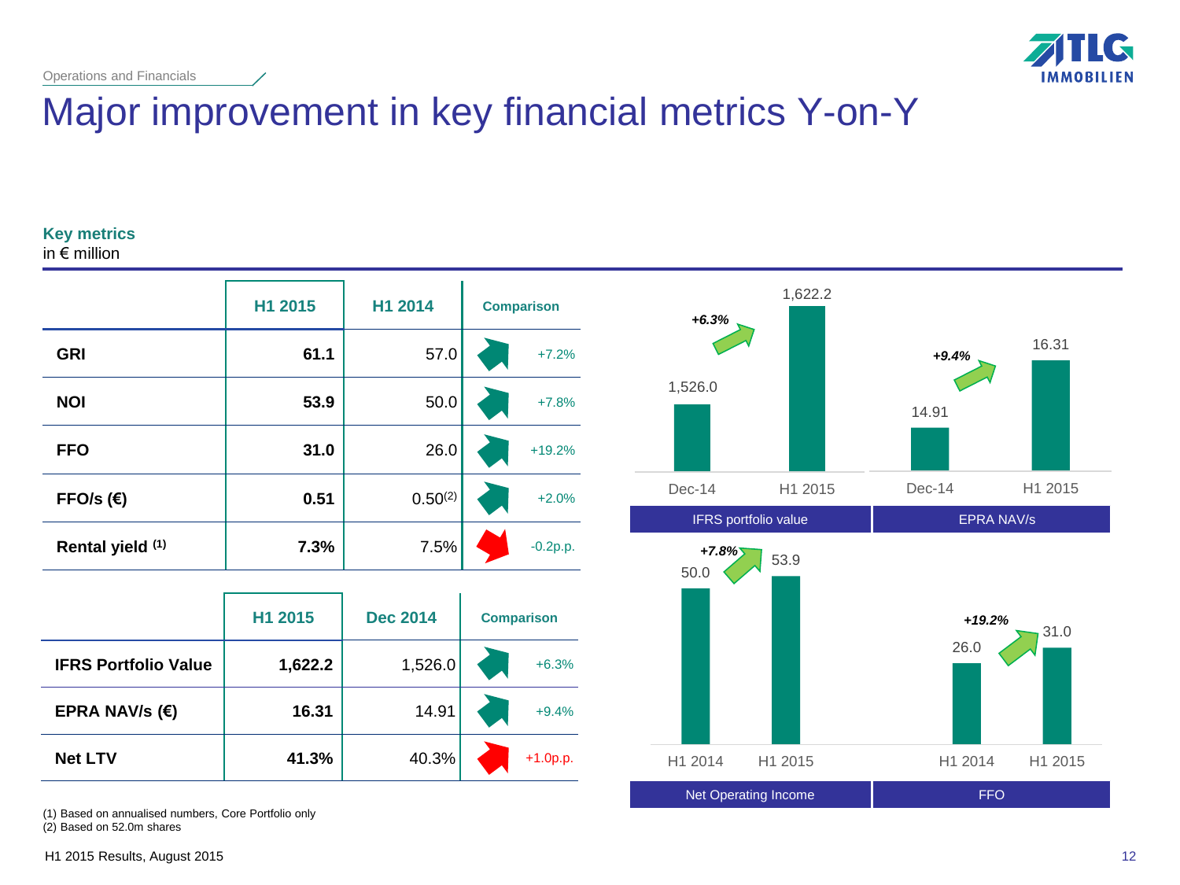Operations and Financials

# Major improvement in key financial metrics Y-on-Y

**Key metrics**
in € million

| | H1 2015 | H1 2014 | Comparison |
|---|---|---|---|
| **GRI** | **61.1** | 57.0 | +7.2% |
| **NOI** | **53.9** | 50.0 | +7.8% |
| **FFO** | **31.0** | 26.0 | +19.2% |
| **FFO/s (€)** | **0.51** | 0.50(2) | +2.0% |
| **Rental yield (1)** | **7.3%** | 7.5% | -0.2p.p. |

| | H1 2015 | Dec 2014 | Comparison |
|---|---|---|---|
| **IFRS Portfolio Value** | **1,622.2** | 1,526.0 | +6.3% |
| **EPRA NAV/s (€)** | **16.31** | 14.91 | +9.4% |
| **Net LTV** | **41.3%** | 40.3% | +1.0p.p. |

**IFRS portfolio value**

| Dec-14 | H1 2015 |
|---|---|
| 1,526.0 | 1,622.2 |

*+6.3%*

**EPRA NAV/s**

| Dec-14 | H1 2015 |
|---|---|
| 14.91 | 16.31 |

*+9.4%*

**Net Operating Income**

| H1 2014 | H1 2015 |
|---|---|
| 50.0 | 53.9 |

*+7.8%*

**FFO**

| H1 2014 | H1 2015 |
|---|---|
| 26.0 | 31.0 |

*+19.2%*

(1) Based on annualised numbers, Core Portfolio only
(2) Based on 52.0m shares

H1 2015 Results, August 2015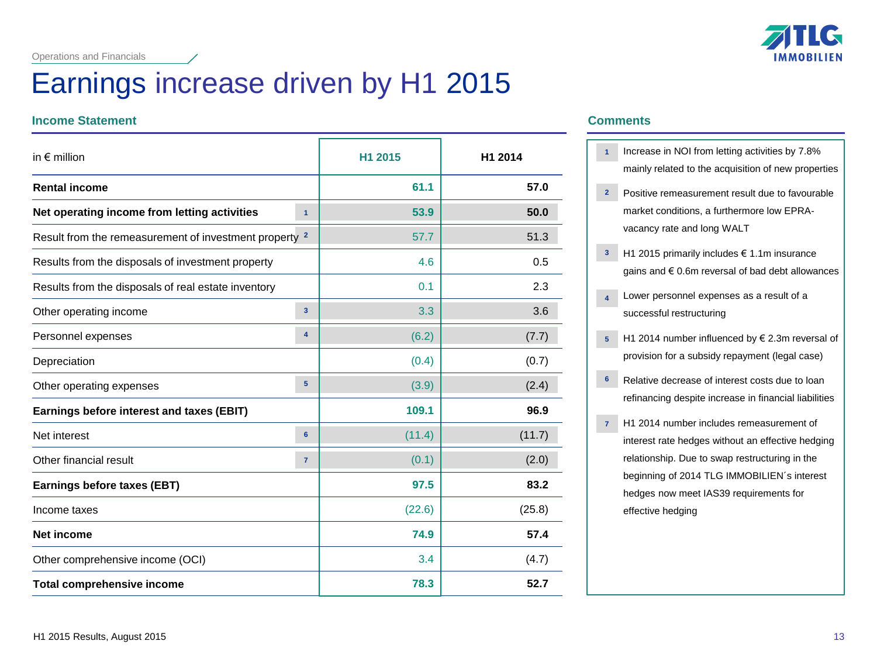Operations and Financials

# Earnings increase driven by H1 2015

## Income Statement

| in € million | | H1 2015 | H1 2014 |
|---|---|---|---|
| **Rental income** | | **61.1** | **57.0** |
| **Net operating income from letting activities** | 1 | **53.9** | **50.0** |
| Result from the remeasurement of investment property | 2 | 57.7 | 51.3 |
| Results from the disposals of investment property | | 4.6 | 0.5 |
| Results from the disposals of real estate inventory | | 0.1 | 2.3 |
| Other operating income | 3 | 3.3 | 3.6 |
| Personnel expenses | 4 | (6.2) | (7.7) |
| Depreciation | | (0.4) | (0.7) |
| Other operating expenses | 5 | (3.9) | (2.4) |
| **Earnings before interest and taxes (EBIT)** | | **109.1** | **96.9** |
| Net interest | 6 | (11.4) | (11.7) |
| Other financial result | 7 | (0.1) | (2.0) |
| **Earnings before taxes (EBT)** | | **97.5** | **83.2** |
| Income taxes | | (22.6) | (25.8) |
| **Net income** | | **74.9** | **57.4** |
| Other comprehensive income (OCI) | | 3.4 | (4.7) |
| **Total comprehensive income** | | **78.3** | **52.7** |

## Comments

1. Increase in NOI from letting activities by 7.8% mainly related to the acquisition of new properties
2. Positive remeasurement result due to favourable market conditions, a furthermore low EPRA-vacancy rate and long WALT
3. H1 2015 primarily includes € 1.1m insurance gains and € 0.6m reversal of bad debt allowances
4. Lower personnel expenses as a result of a successful restructuring
5. H1 2014 number influenced by € 2.3m reversal of provision for a subsidy repayment (legal case)
6. Relative decrease of interest costs due to loan refinancing despite increase in financial liabilities
7. H1 2014 number includes remeasurement of interest rate hedges without an effective hedging relationship. Due to swap restructuring in the beginning of 2014 TLG IMMOBILIEN´s interest hedges now meet IAS39 requirements for effective hedging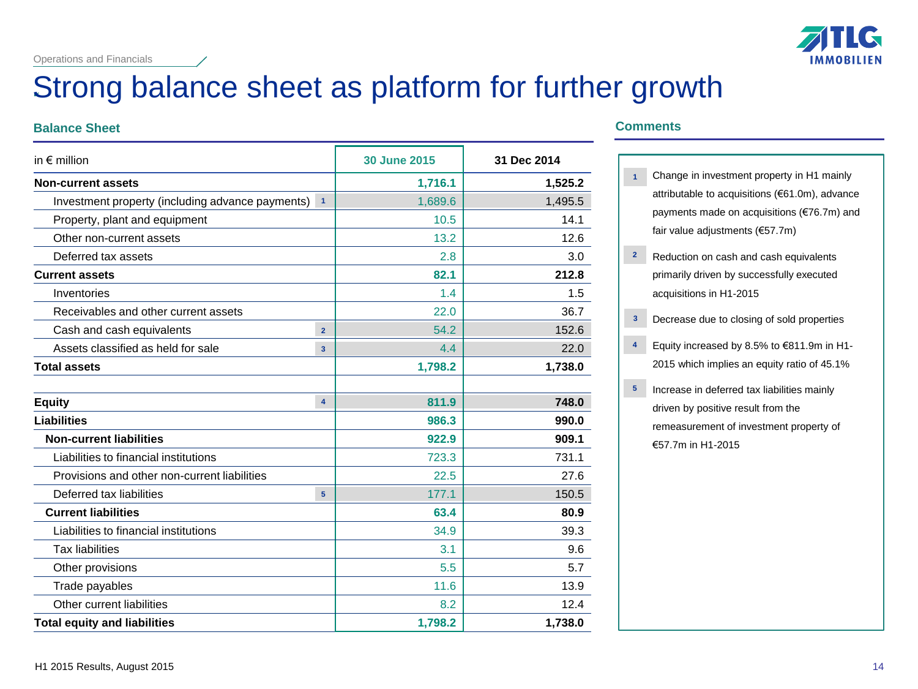Operations and Financials

# Strong balance sheet as platform for further growth

## Balance Sheet

| in € million | | 30 June 2015 | 31 Dec 2014 |
|---|---|---|---|
| **Non-current assets** | | **1,716.1** | **1,525.2** |
| Investment property (including advance payments) | 1 | 1,689.6 | 1,495.5 |
| Property, plant and equipment | | 10.5 | 14.1 |
| Other non-current assets | | 13.2 | 12.6 |
| Deferred tax assets | | 2.8 | 3.0 |
| **Current assets** | | **82.1** | **212.8** |
| Inventories | | 1.4 | 1.5 |
| Receivables and other current assets | | 22.0 | 36.7 |
| Cash and cash equivalents | 2 | 54.2 | 152.6 |
| Assets classified as held for sale | 3 | 4.4 | 22.0 |
| **Total assets** | | **1,798.2** | **1,738.0** |
| | | | |
| **Equity** | 4 | **811.9** | **748.0** |
| **Liabilities** | | **986.3** | **990.0** |
| **Non-current liabilities** | | **922.9** | **909.1** |
| Liabilities to financial institutions | | 723.3 | 731.1 |
| Provisions and other non-current liabilities | | 22.5 | 27.6 |
| Deferred tax liabilities | 5 | 177.1 | 150.5 |
| **Current liabilities** | | **63.4** | **80.9** |
| Liabilities to financial institutions | | 34.9 | 39.3 |
| Tax liabilities | | 3.1 | 9.6 |
| Other provisions | | 5.5 | 5.7 |
| Trade payables | | 11.6 | 13.9 |
| Other current liabilities | | 8.2 | 12.4 |
| **Total equity and liabilities** | | **1,798.2** | **1,738.0** |

## Comments

1. Change in investment property in H1 mainly attributable to acquisitions (€61.0m), advance payments made on acquisitions (€76.7m) and fair value adjustments (€57.7m)
2. Reduction on cash and cash equivalents primarily driven by successfully executed acquisitions in H1-2015
3. Decrease due to closing of sold properties
4. Equity increased by 8.5% to €811.9m in H1-2015 which implies an equity ratio of 45.1%
5. Increase in deferred tax liabilities mainly driven by positive result from the remeasurement of investment property of €57.7m in H1-2015

H1 2015 Results, August 2015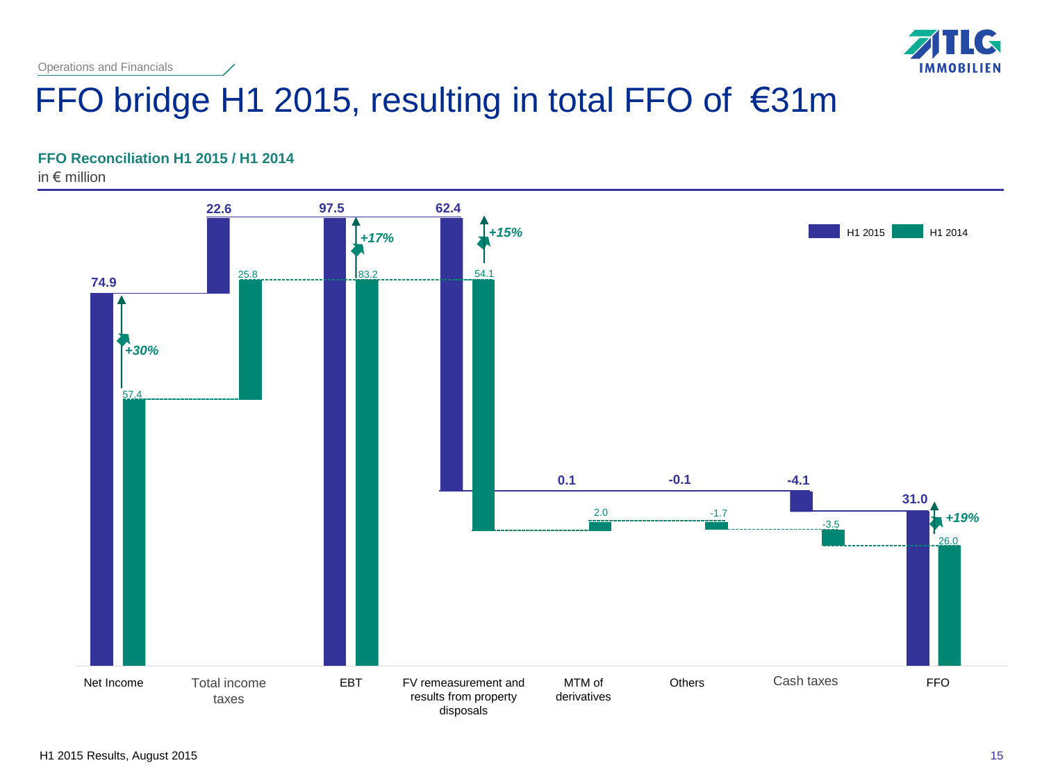Operations and Financials

# FFO bridge H1 2015, resulting in total FFO of €31m

**FFO Reconciliation H1 2015 / H1 2014**

in € million

| | H1 2015 | H1 2014 | Change |
|---|---|---|---|
| Net Income | 74.9 | 57.4 | +30% |
| Total income taxes | 22.6 | 25.8 | |
| EBT | 97.5 | 83.2 | +17% |
| FV remeasurement and results from property disposals | 62.4 | 54.1 | +15% |
| MTM of derivatives | 0.1 | 2.0 | |
| Others | -0.1 | -1.7 | |
| Cash taxes | -4.1 | -3.5 | |
| FFO | 31.0 | 26.0 | +19% |

H1 2015 Results, August 2015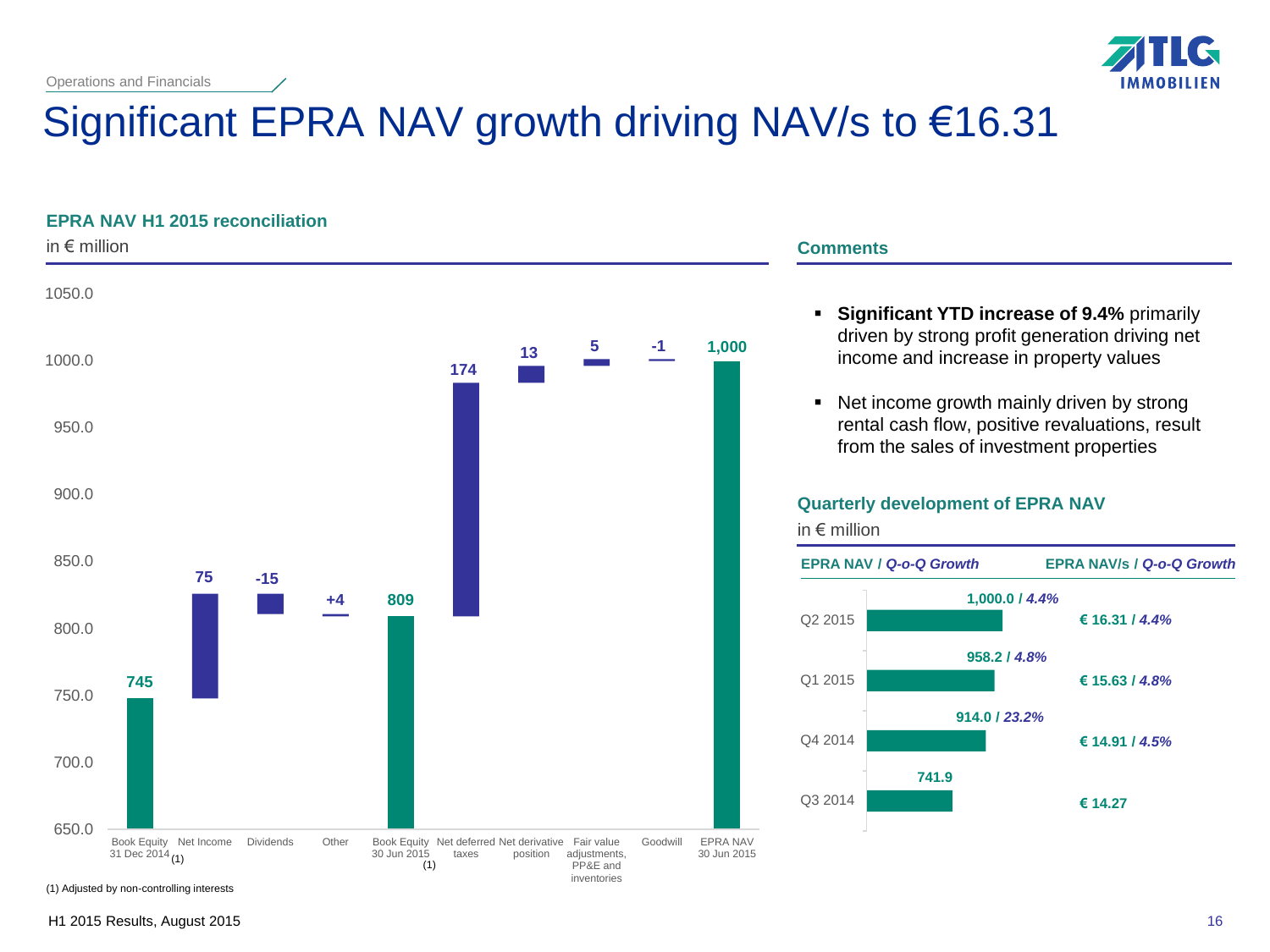Operations and Financials

# Significant EPRA NAV growth driving NAV/s to €16.31

## EPRA NAV H1 2015 reconciliation

in € million

| Item | Value |
|---|---|
| Book Equity 31 Dec 2014 (1) | 745 |
| Net Income | 75 |
| Dividends | -15 |
| Other | +4 |
| Book Equity 30 Jun 2015 (1) | 809 |
| Net deferred taxes | 174 |
| Net derivative position | 13 |
| Fair value adjustments, PP&E and inventories | 5 |
| Goodwill | -1 |
| EPRA NAV 30 Jun 2015 | 1,000 |

(1) Adjusted by non-controlling interests

## Comments

- **Significant YTD increase of 9.4%** primarily driven by strong profit generation driving net income and increase in property values
- Net income growth mainly driven by strong rental cash flow, positive revaluations, result from the sales of investment properties

## Quarterly development of EPRA NAV

in € million

| | EPRA NAV / *Q-o-Q Growth* | EPRA NAV/s / *Q-o-Q Growth* |
|---|---|---|
| Q2 2015 | 1,000.0 / *4.4%* | € 16.31 / *4.4%* |
| Q1 2015 | 958.2 / *4.8%* | € 15.63 / *4.8%* |
| Q4 2014 | 914.0 / *23.2%* | € 14.91 / *4.5%* |
| Q3 2014 | 741.9 | € 14.27 |

H1 2015 Results, August 2015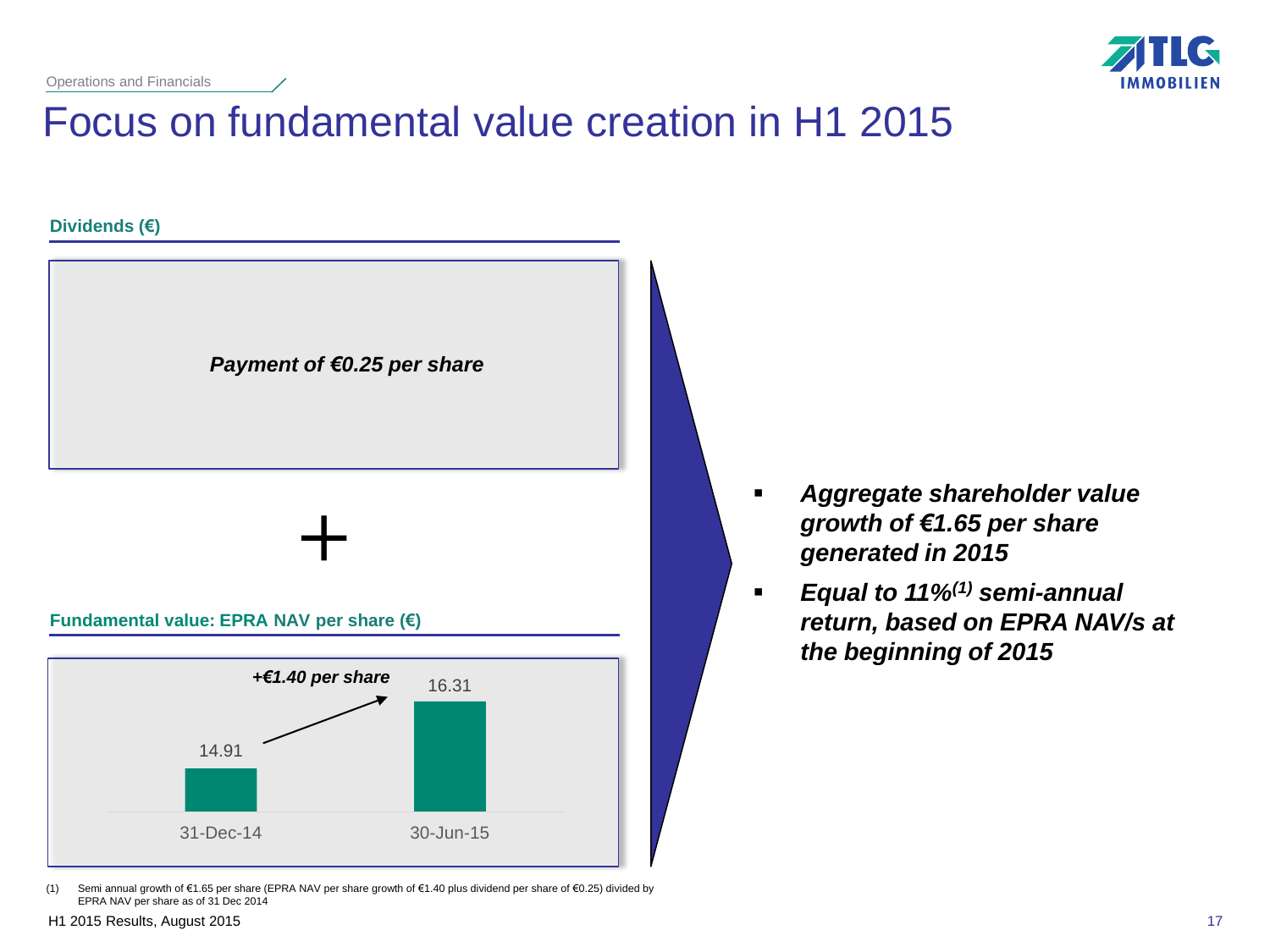Operations and Financials

# Focus on fundamental value creation in H1 2015

**Dividends (€)**

***Payment of €0.25 per share***

+

**Fundamental value: EPRA NAV per share (€)**

| | 31-Dec-14 | 30-Jun-15 |
|---|---|---|
| EPRA NAV per share (€) | 14.91 | 16.31 |

***+€1.40 per share***

- ***Aggregate shareholder value growth of €1.65 per share generated in 2015***
- ***Equal to 11%[(1)] semi-annual return, based on EPRA NAV/s at the beginning of 2015***

(1) Semi annual growth of €1.65 per share (EPRA NAV per share growth of €1.40 plus dividend per share of €0.25) divided by EPRA NAV per share as of 31 Dec 2014

H1 2015 Results, August 2015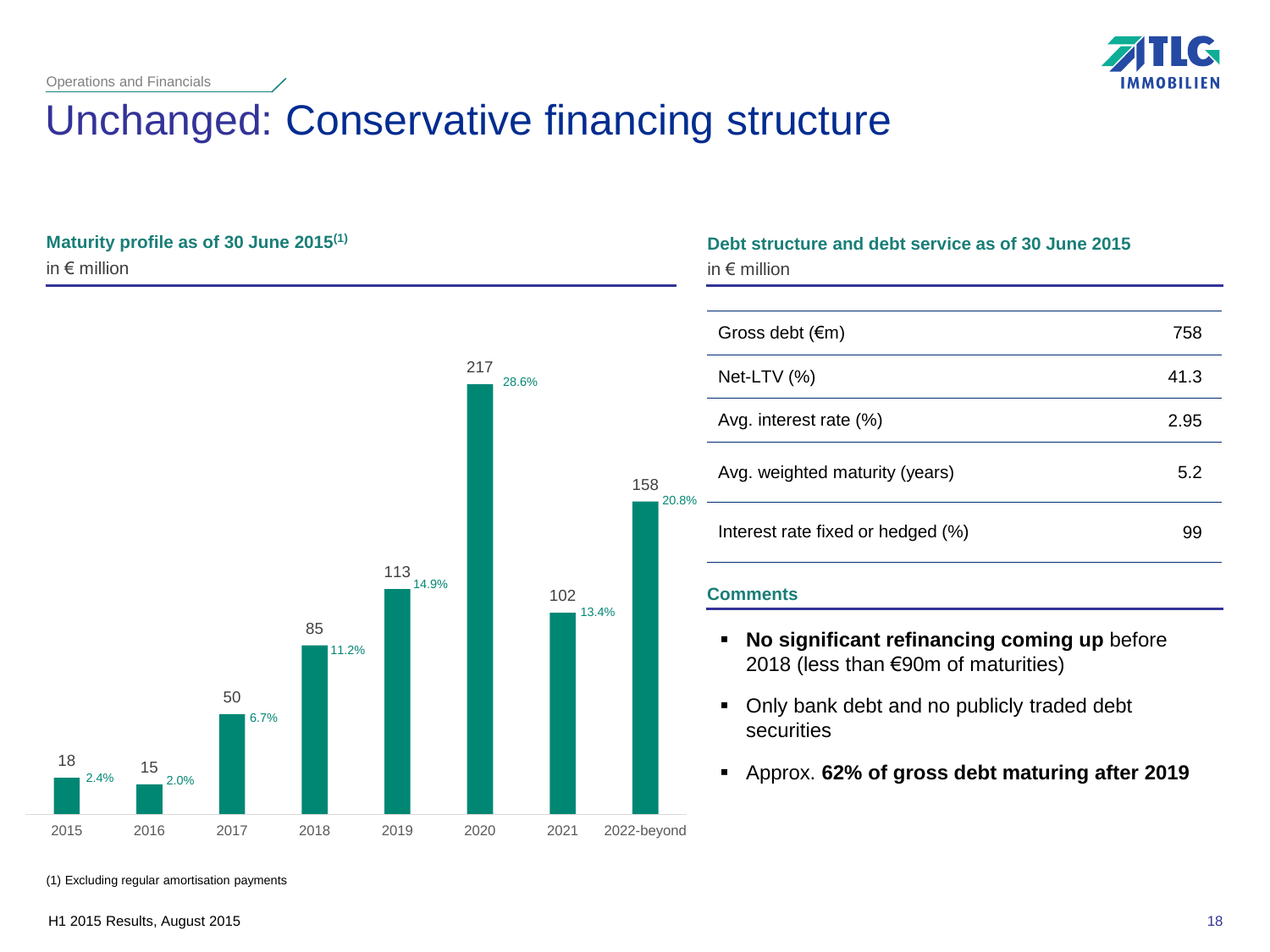Operations and Financials

# Unchanged: Conservative financing structure

## Maturity profile as of 30 June 2015[1]

in € million

| Year | Amount (€m) | Share (%) |
|---|---|---|
| 2015 | 18 | 2.4% |
| 2016 | 15 | 2.0% |
| 2017 | 50 | 6.7% |
| 2018 | 85 | 11.2% |
| 2019 | 113 | 14.9% |
| 2020 | 217 | 28.6% |
| 2021 | 102 | 13.4% |
| 2022-beyond | 158 | 20.8% |

(1) Excluding regular amortisation payments

## Debt structure and debt service as of 30 June 2015

in € million

| | |
|---|---|
| Gross debt (€m) | 758 |
| Net-LTV (%) | 41.3 |
| Avg. interest rate (%) | 2.95 |
| Avg. weighted maturity (years) | 5.2 |
| Interest rate fixed or hedged (%) | 99 |

### Comments

- **No significant refinancing coming up** before 2018 (less than €90m of maturities)
- Only bank debt and no publicly traded debt securities
- Approx. **62% of gross debt maturing after 2019**

H1 2015 Results, August 2015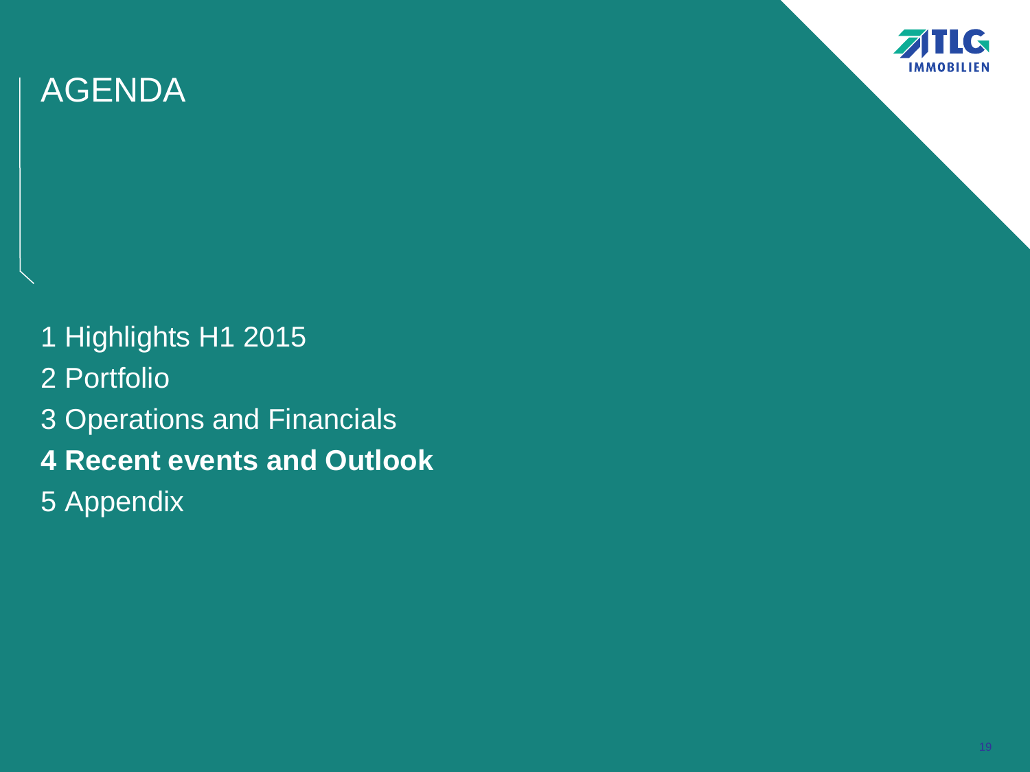# AGENDA

1 Highlights H1 2015

2 Portfolio

3 Operations and Financials

**4 Recent events and Outlook**

5 Appendix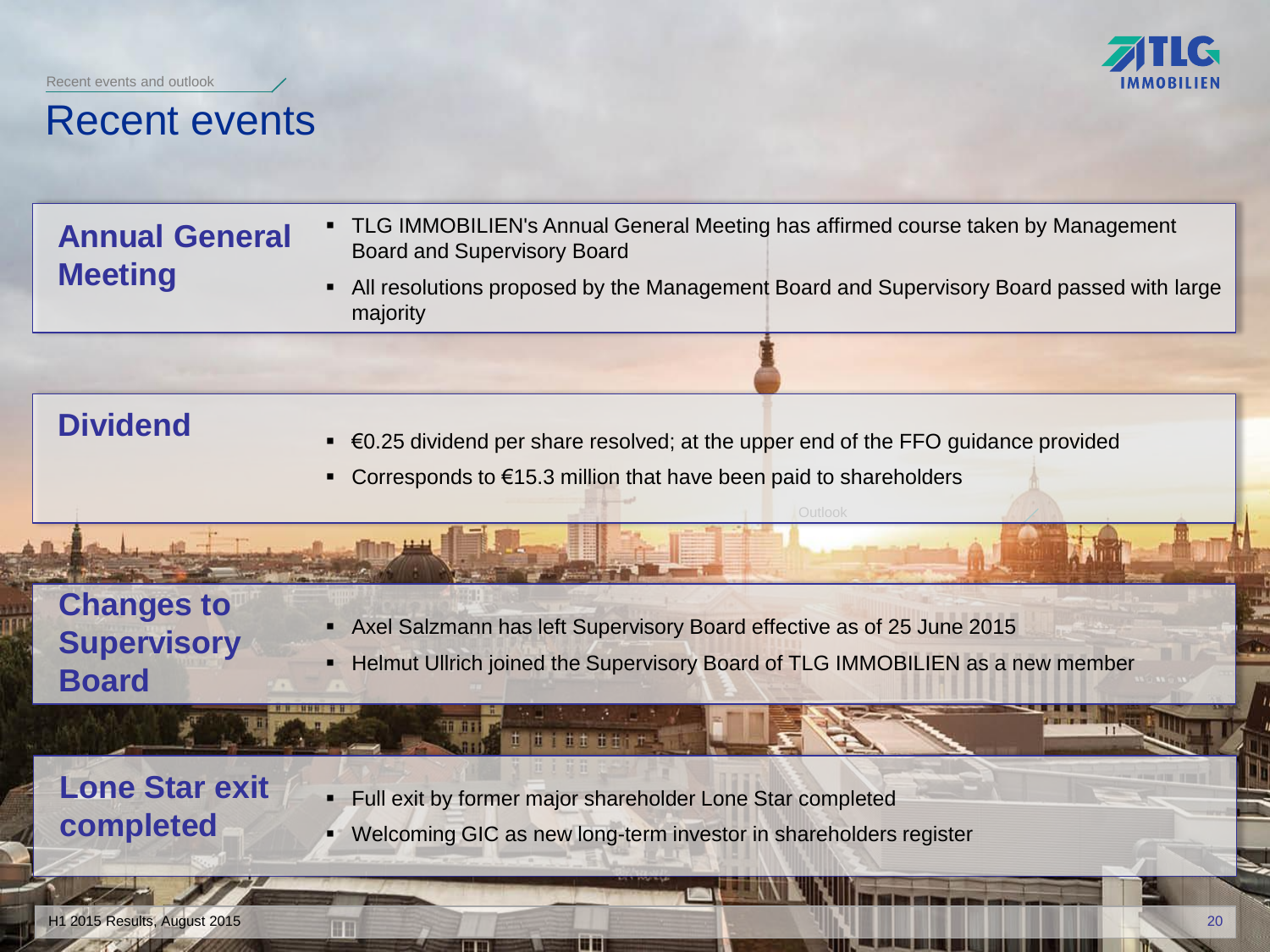# Recent events

## Annual General Meeting

- TLG IMMOBILIEN's Annual General Meeting has affirmed course taken by Management Board and Supervisory Board
- All resolutions proposed by the Management Board and Supervisory Board passed with large majority

## Dividend

- €0.25 dividend per share resolved; at the upper end of the FFO guidance provided
- Corresponds to €15.3 million that have been paid to shareholders

## Changes to Supervisory Board

- Axel Salzmann has left Supervisory Board effective as of 25 June 2015
- Helmut Ullrich joined the Supervisory Board of TLG IMMOBILIEN as a new member

## Lone Star exit completed

- Full exit by former major shareholder Lone Star completed
- Welcoming GIC as new long-term investor in shareholders register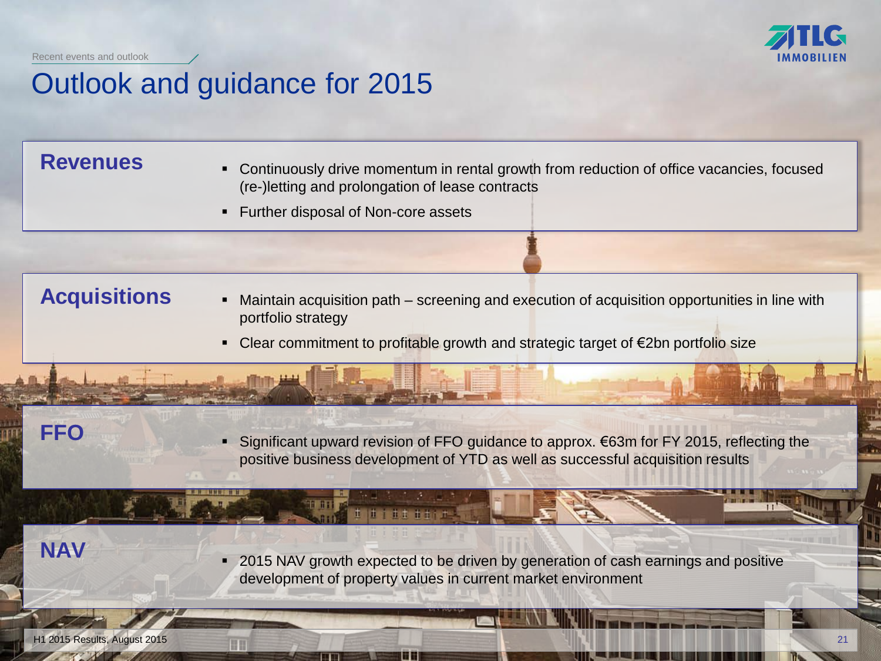Recent events and outlook

# Outlook and guidance for 2015

## Revenues

- Continuously drive momentum in rental growth from reduction of office vacancies, focused (re-)letting and prolongation of lease contracts
- Further disposal of Non-core assets

## Acquisitions

- Maintain acquisition path – screening and execution of acquisition opportunities in line with portfolio strategy
- Clear commitment to profitable growth and strategic target of €2bn portfolio size

## FFO

- Significant upward revision of FFO guidance to approx. €63m for FY 2015, reflecting the positive business development of YTD as well as successful acquisition results

## NAV

- 2015 NAV growth expected to be driven by generation of cash earnings and positive development of property values in current market environment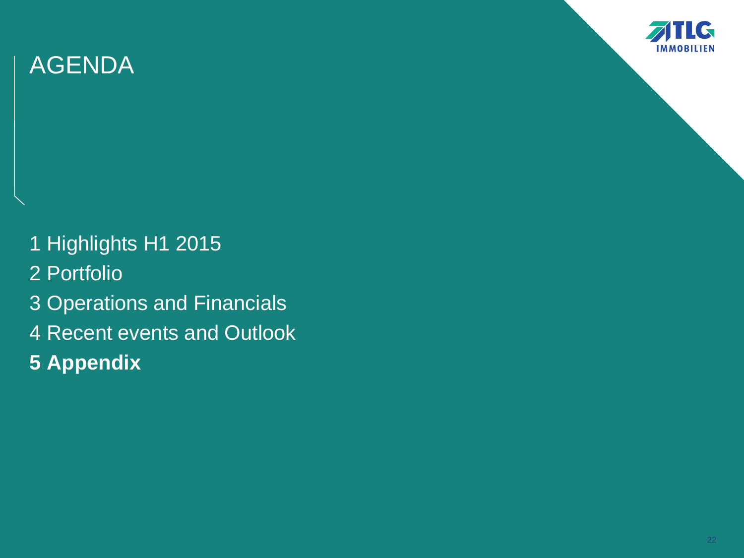# AGENDA

1 Highlights H1 2015
2 Portfolio
3 Operations and Financials
4 Recent events and Outlook
**5 Appendix**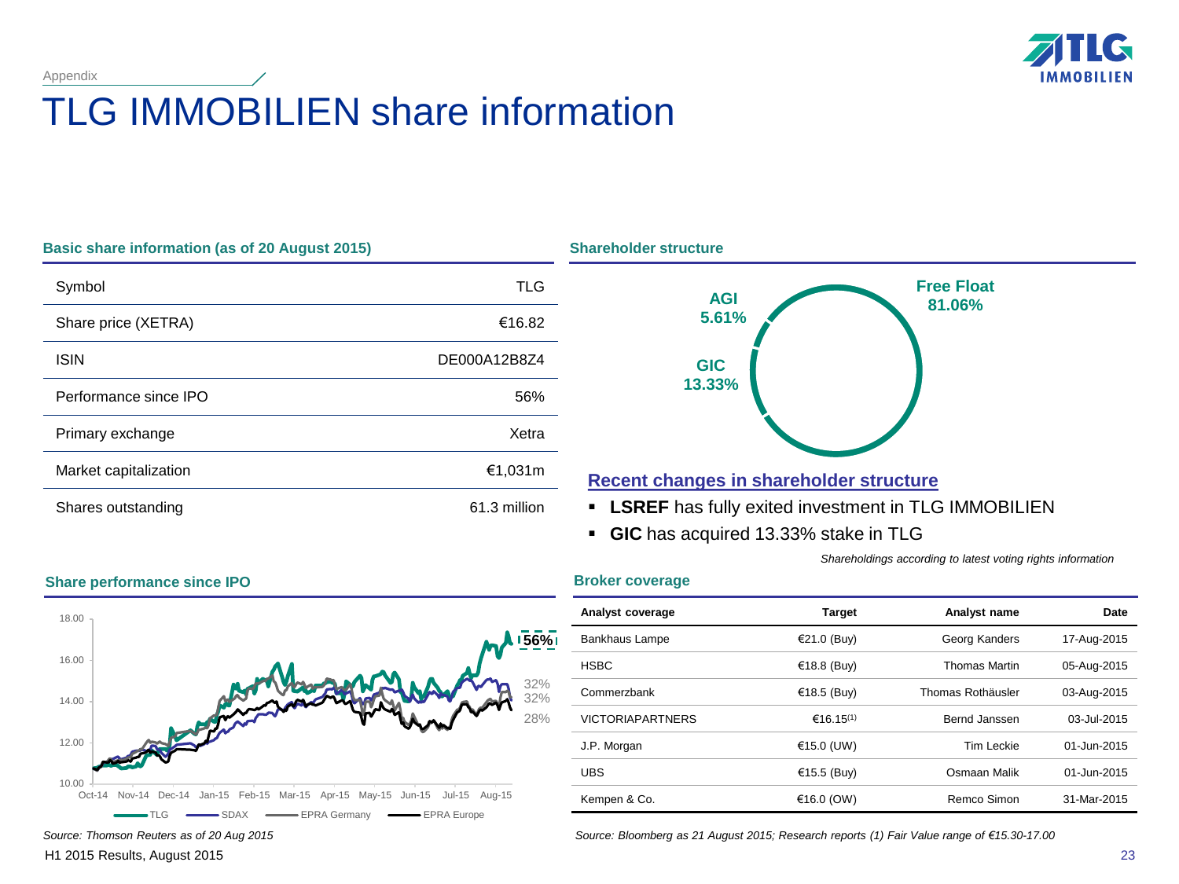Appendix

# TLG IMMOBILIEN share information

## Basic share information (as of 20 August 2015)

| | |
|---|---|
| Symbol | TLG |
| Share price (XETRA) | €16.82 |
| ISIN | DE000A12B8Z4 |
| Performance since IPO | 56% |
| Primary exchange | Xetra |
| Market capitalization | €1,031m |
| Shares outstanding | 61.3 million |

## Shareholder structure

Free Float 81.06%

AGI 5.61%

GIC 13.33%

**Recent changes in shareholder structure**

- **LSREF** has fully exited investment in TLG IMMOBILIEN
- **GIC** has acquired 13.33% stake in TLG

*Shareholdings according to latest voting rights information*

## Share performance since IPO

18.00, 16.00, 14.00, 12.00, 10.00

Oct-14, Nov-14, Dec-14, Jan-15, Feb-15, Mar-15, Apr-15, May-15, Jun-15, Jul-15, Aug-15

56%, 32%, 32%, 28%

TLG, SDAX, EPRA Germany, EPRA Europe

*Source: Thomson Reuters as of 20 Aug 2015*

## Broker coverage

| Analyst coverage | Target | Analyst name | Date |
|---|---|---|---|
| Bankhaus Lampe | €21.0 (Buy) | Georg Kanders | 17-Aug-2015 |
| HSBC | €18.8 (Buy) | Thomas Martin | 05-Aug-2015 |
| Commerzbank | €18.5 (Buy) | Thomas Rothäusler | 03-Aug-2015 |
| VICTORIAPARTNERS | €16.15[1] | Bernd Janssen | 03-Jul-2015 |
| J.P. Morgan | €15.0 (UW) | Tim Leckie | 01-Jun-2015 |
| UBS | €15.5 (Buy) | Osmaan Malik | 01-Jun-2015 |
| Kempen & Co. | €16.0 (OW) | Remco Simon | 31-Mar-2015 |

*Source: Bloomberg as 21 August 2015; Research reports (1) Fair Value range of €15.30-17.00*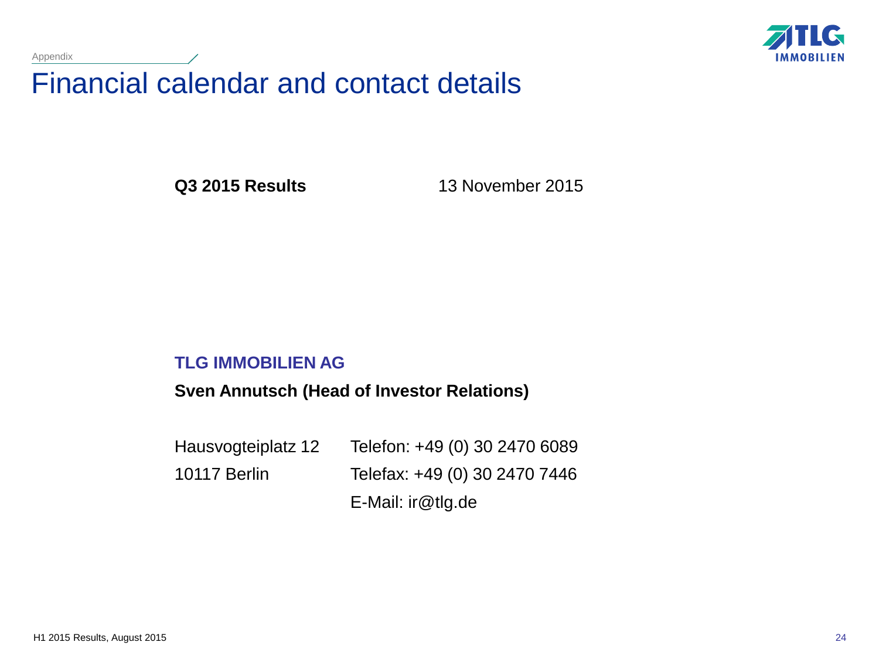Appendix

# Financial calendar and contact details

| | |
|---|---|
| **Q3 2015 Results** | 13 November 2015 |

**TLG IMMOBILIEN AG**

**Sven Annutsch (Head of Investor Relations)**

| | |
|---|---|
| Hausvogteiplatz 12 | Telefon: +49 (0) 30 2470 6089 |
| 10117 Berlin | Telefax: +49 (0) 30 2470 7446 |
| | E-Mail: ir@tlg.de |